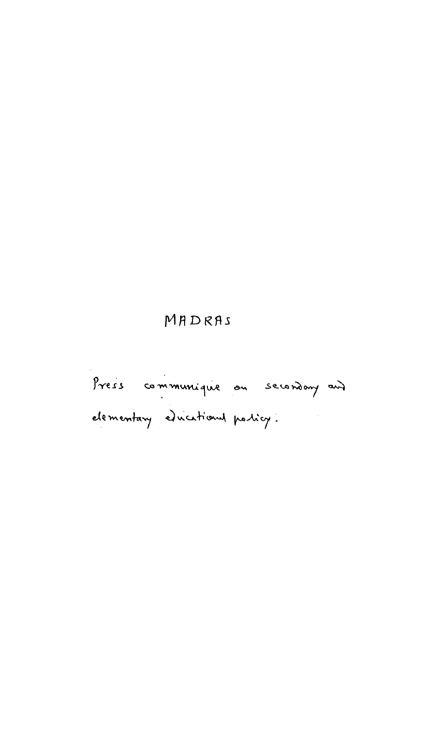# MADRAS

Press communique on secondary and elementary educational policy.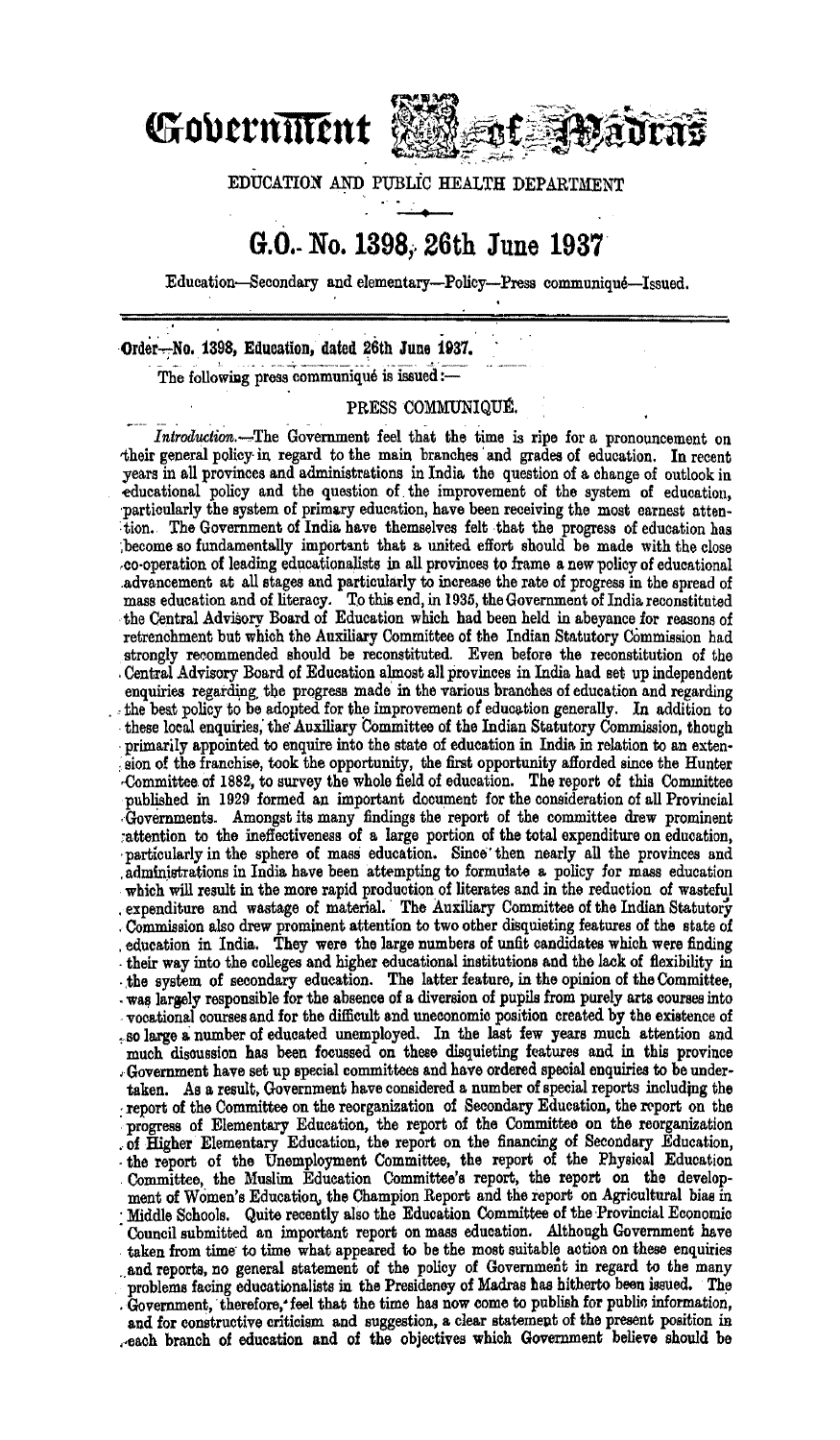# Government of Madras

EDUCATION AND PUBLIC HEALTH DEPARTMENT

## G.O. No. 1398, 26th June 1937

Education—Secondary and elementary—Policy—Press communiqué—Issued.

---

**Order—No. 1398, Education, dated 26th June 1937.**

The following press communiqué is issued :—

### PRESS COMMUNIQUÉ.

*Introduction.*—The Government feel that the time is ripe for a pronouncement on their general policy in regard to the main branches and grades of education. In recent years in all provinces and administrations in India the question of a change of outlook in educational policy and the question of the improvement of the system of education, particularly the system of primary education, have been receiving the most earnest attention. The Government of India have themselves felt that the progress of education has become so fundamentally important that a united effort should be made with the close co-operation of leading educationalists in all provinces to frame a new policy of educational advancement at all stages and particularly to increase the rate of progress in the spread of mass education and of literacy. To this end, in 1935, the Government of India reconstituted the Central Advisory Board of Education which had been held in abeyance for reasons of retrenchment but which the Auxiliary Committee of the Indian Statutory Commission had strongly recommended should be reconstituted. Even before the reconstitution of the Central Advisory Board of Education almost all provinces in India had set up independent enquiries regarding the progress made in the various branches of education and regarding the best policy to be adopted for the improvement of education generally. In addition to these local enquiries, the Auxiliary Committee of the Indian Statutory Commission, though primarily appointed to enquire into the state of education in India in relation to an extension of the franchise, took the opportunity, the first opportunity afforded since the Hunter Committee of 1882, to survey the whole field of education. The report of this Committee published in 1929 formed an important document for the consideration of all Provincial Governments. Amongst its many findings the report of the committee drew prominent attention to the ineffectiveness of a large portion of the total expenditure on education, particularly in the sphere of mass education. Since then nearly all the provinces and administrations in India have been attempting to formulate a policy for mass education which will result in the more rapid production of literates and in the reduction of wasteful expenditure and wastage of material. The Auxiliary Committee of the Indian Statutory Commission also drew prominent attention to two other disquieting features of the state of education in India. They were the large numbers of unfit candidates which were finding their way into the colleges and higher educational institutions and the lack of flexibility in the system of secondary education. The latter feature, in the opinion of the Committee, was largely responsible for the absence of a diversion of pupils from purely arts courses into vocational courses and for the difficult and uneconomic position created by the existence of so large a number of educated unemployed. In the last few years much attention and much discussion has been focussed on these disquieting features and in this province Government have set up special committees and have ordered special enquiries to be undertaken. As a result, Government have considered a number of special reports including the report of the Committee on the reorganization of Secondary Education, the report on the progress of Elementary Education, the report of the Committee on the reorganization of Higher Elementary Education, the report on the financing of Secondary Education, the report of the Unemployment Committee, the report of the Physical Education Committee, the Muslim Education Committee's report, the report on the development of Women's Education, the Champion Report and the report on Agricultural bias in Middle Schools. Quite recently also the Education Committee of the Provincial Economic Council submitted an important report on mass education. Although Government have taken from time to time what appeared to be the most suitable action on these enquiries and reports, no general statement of the policy of Government in regard to the many problems facing educationalists in the Presidency of Madras has hitherto been issued. The Government, therefore, feel that the time has now come to publish for public information, and for constructive criticism and suggestion, a clear statement of the present position in each branch of education and of the objectives which Government believe should be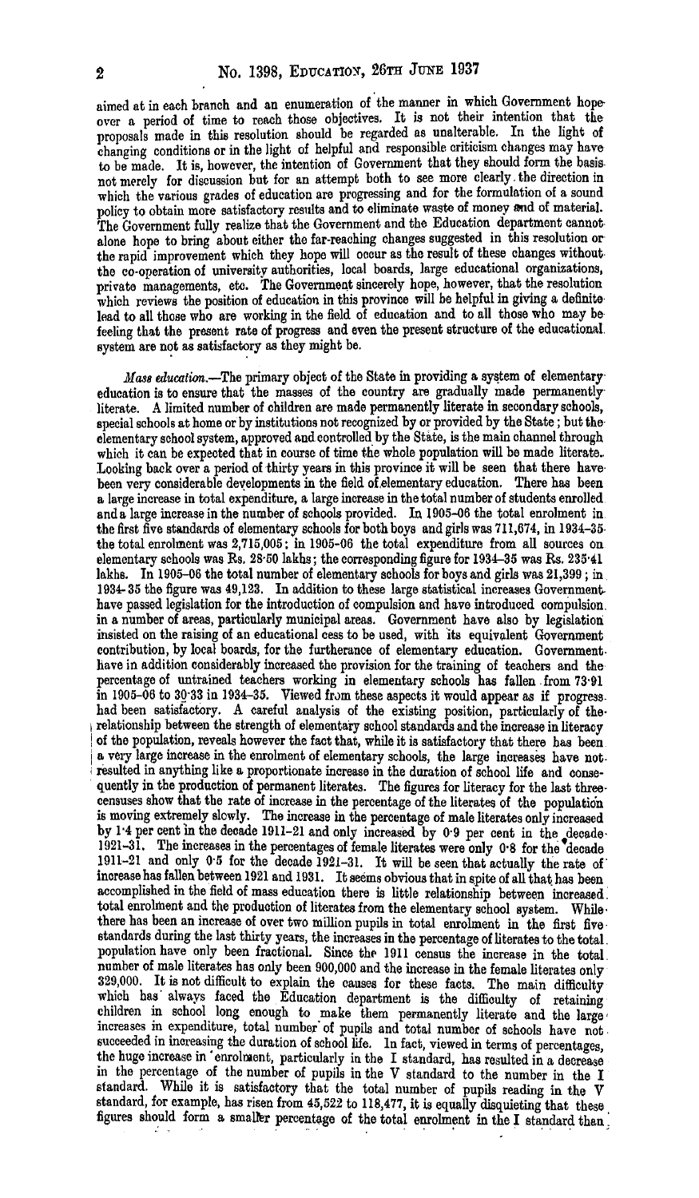aimed at in each branch and an enumeration of the manner in which Government hope over a period of time to reach those objectives. It is not their intention that the proposals made in this resolution should be regarded as unalterable. In the light of changing conditions or in the light of helpful and responsible criticism changes may have to be made. It is, however, the intention of Government that they should form the basis not merely for discussion but for an attempt both to see more clearly the direction in which the various grades of education are progressing and for the formulation of a sound policy to obtain more satisfactory results and to eliminate waste of money and of material. The Government fully realize that the Government and the Education department cannot alone hope to bring about either the far-reaching changes suggested in this resolution or the rapid improvement which they hope will occur as the result of these changes without the co-operation of university authorities, local boards, large educational organizations, private managements, etc. The Government sincerely hope, however, that the resolution which reviews the position of education in this province will be helpful in giving a definite lead to all those who are working in the field of education and to all those who may be feeling that the present rate of progress and even the present structure of the educational system are not as satisfactory as they might be.

*Mass education.*—The primary object of the State in providing a system of elementary education is to ensure that the masses of the country are gradually made permanently literate. A limited number of children are made permanently literate in secondary schools, special schools at home or by institutions not recognized by or provided by the State; but the elementary school system, approved and controlled by the State, is the main channel through which it can be expected that in course of time the whole population will be made literate. Looking back over a period of thirty years in this province it will be seen that there have been very considerable developments in the field of elementary education. There has been a large increase in total expenditure, a large increase in the total number of students enrolled and a large increase in the number of schools provided. In 1905–06 the total enrolment in the first five standards of elementary schools for both boys and girls was 711,674, in 1934–35 the total enrolment was 2,715,005; in 1905–06 the total expenditure from all sources on elementary schools was Rs. 28·50 lakhs; the corresponding figure for 1934–35 was Rs. 235·41 lakhs. In 1905–06 the total number of elementary schools for boys and girls was 21,399; in 1934–35 the figure was 49,123. In addition to these large statistical increases Government have passed legislation for the introduction of compulsion and have introduced compulsion in a number of areas, particularly municipal areas. Government have also by legislation insisted on the raising of an educational cess to be used, with its equivalent Government contribution, by local boards, for the furtherance of elementary education. Government have in addition considerably increased the provision for the training of teachers and the percentage of untrained teachers working in elementary schools has fallen from 73·91 in 1905–06 to 30·33 in 1934–35. Viewed from these aspects it would appear as if progress had been satisfactory. A careful analysis of the existing position, particularly of the relationship between the strength of elementary school standards and the increase in literacy of the population, reveals however the fact that, while it is satisfactory that there has been a very large increase in the enrolment of elementary schools, the large increases have not resulted in anything like a proportionate increase in the duration of school life and consequently in the production of permanent literates. The figures for literacy for the last three censuses show that the rate of increase in the percentage of the literates of the population is moving extremely slowly. The increase in the percentage of male literates only increased by 1·4 per cent in the decade 1911–21 and only increased by 0·9 per cent in the decade 1921–31. The increases in the percentages of female literates were only 0·8 for the decade 1911–21 and only 0·5 for the decade 1921–31. It will be seen that actually the rate of increase has fallen between 1921 and 1931. It seems obvious that in spite of all that has been accomplished in the field of mass education there is little relationship between increased total enrolment and the production of literates from the elementary school system. While there has been an increase of over two million pupils in total enrolment in the first five standards during the last thirty years, the increases in the percentage of literates to the total population have only been fractional. Since the 1911 census the increase in the total number of male literates has only been 900,000 and the increase in the female literates only 329,000. It is not difficult to explain the causes for these facts. The main difficulty which has always faced the Education department is the difficulty of retaining children in school long enough to make them permanently literate and the large increases in expenditure, total number of pupils and total number of schools have not succeeded in increasing the duration of school life. In fact, viewed in terms of percentages, the huge increase in enrolment, particularly in the I standard, has resulted in a decrease in the percentage of the number of pupils in the V standard to the number in the I standard. While it is satisfactory that the total number of pupils reading in the V standard, for example, has risen from 45,522 to 118,477, it is equally disquieting that these figures should form a smaller percentage of the total enrolment in the I standard than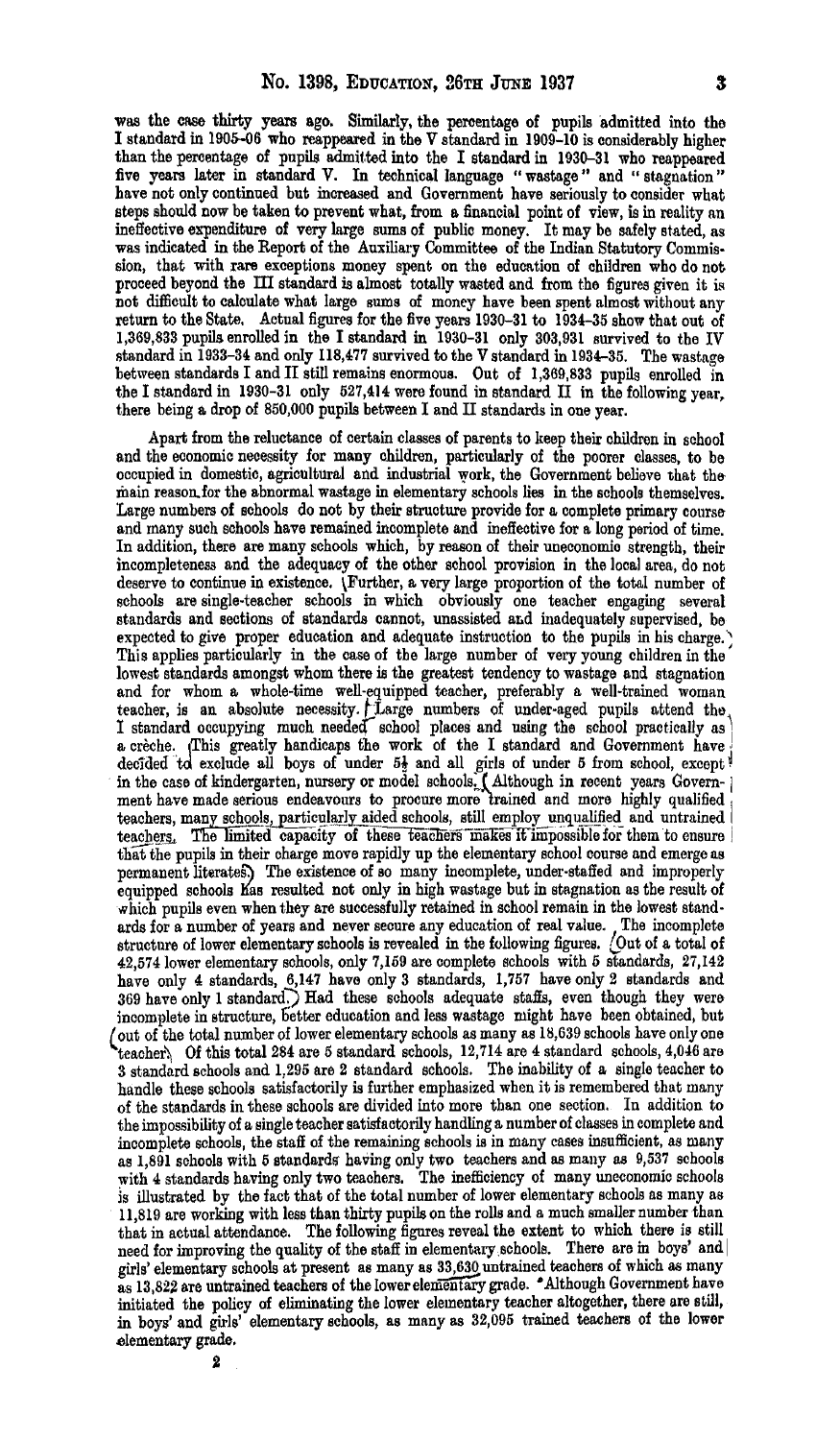was the case thirty years ago. Similarly, the percentage of pupils admitted into the I standard in 1905-06 who reappeared in the V standard in 1909-10 is considerably higher than the percentage of pupils admitted into the I standard in 1930-31 who reappeared five years later in standard V. In technical language "wastage" and "stagnation" have not only continued but increased and Government have seriously to consider what steps should now be taken to prevent what, from a financial point of view, is in reality an ineffective expenditure of very large sums of public money. It may be safely stated, as was indicated in the Report of the Auxiliary Committee of the Indian Statutory Commission, that with rare exceptions money spent on the education of children who do not proceed beyond the III standard is almost totally wasted and from the figures given it is not difficult to calculate what large sums of money have been spent almost without any return to the State. Actual figures for the five years 1930-31 to 1934-35 show that out of 1,369,833 pupils enrolled in the I standard in 1930-31 only 303,931 survived to the IV standard in 1933-34 and only 118,477 survived to the V standard in 1934-35. The wastage between standards I and II still remains enormous. Out of 1,369,833 pupils enrolled in the I standard in 1930-31 only 527,414 were found in standard II in the following year, there being a drop of 850,000 pupils between I and II standards in one year.

Apart from the reluctance of certain classes of parents to keep their children in school and the economic necessity for many children, particularly of the poorer classes, to be occupied in domestic, agricultural and industrial work, the Government believe that the main reason for the abnormal wastage in elementary schools lies in the schools themselves. Large numbers of schools do not by their structure provide for a complete primary course and many such schools have remained incomplete and ineffective for a long period of time. In addition, there are many schools which, by reason of their uneconomic strength, their incompleteness and the adequacy of the other school provision in the local area, do not deserve to continue in existence. Further, a very large proportion of the total number of schools are single-teacher schools in which obviously one teacher engaging several standards and sections of standards cannot, unassisted and inadequately supervised, be expected to give proper education and adequate instruction to the pupils in his charge. This applies particularly in the case of the large number of very young children in the lowest standards amongst whom there is the greatest tendency to wastage and stagnation and for whom a whole-time well-equipped teacher, preferably a well-trained woman teacher, is an absolute necessity. Large numbers of under-aged pupils attend the I standard occupying much needed school places and using the school practically as a crèche. This greatly handicaps the work of the I standard and Government have decided to exclude all boys of under 5½ and all girls of under 5 from school, except in the case of kindergarten, nursery or model schools. Although in recent years Government have made serious endeavours to procure more trained and more highly qualified teachers, many schools, particularly aided schools, still employ unqualified and untrained teachers. The limited capacity of these teachers makes it impossible for them to ensure that the pupils in their charge move rapidly up the elementary school course and emerge as permanent literates. The existence of so many incomplete, under-staffed and improperly equipped schools has resulted not only in high wastage but in stagnation as the result of which pupils even when they are successfully retained in school remain in the lowest standards for a number of years and never secure any education of real value. The incomplete structure of lower elementary schools is revealed in the following figures. Out of a total of 42,574 lower elementary schools, only 7,159 are complete schools with 5 standards, 27,142 have only 4 standards, 6,147 have only 3 standards, 1,757 have only 2 standards and 369 have only 1 standard. Had these schools adequate staffs, even though they were incomplete in structure, better education and less wastage might have been obtained, but out of the total number of lower elementary schools as many as 18,639 schools have only one teacher. Of this total 284 are 5 standard schools, 12,714 are 4 standard schools, 4,046 are 3 standard schools and 1,295 are 2 standard schools. The inability of a single teacher to handle these schools satisfactorily is further emphasized when it is remembered that many of the standards in these schools are divided into more than one section. In addition to the impossibility of a single teacher satisfactorily handling a number of classes in complete and incomplete schools, the staff of the remaining schools is in many cases insufficient, as many as 1,891 schools with 5 standards having only two teachers and as many as 9,537 schools with 4 standards having only two teachers. The inefficiency of many uneconomic schools is illustrated by the fact that of the total number of lower elementary schools as many as 11,819 are working with less than thirty pupils on the rolls and a much smaller number than that in actual attendance. The following figures reveal the extent to which there is still need for improving the quality of the staff in elementary schools. There are in boys' and girls' elementary schools at present as many as 33,630 untrained teachers of which as many as 13,822 are untrained teachers of the lower elementary grade. Although Government have initiated the policy of eliminating the lower elementary teacher altogether, there are still, in boys' and girls' elementary schools, as many as 32,095 trained teachers of the lower elementary grade.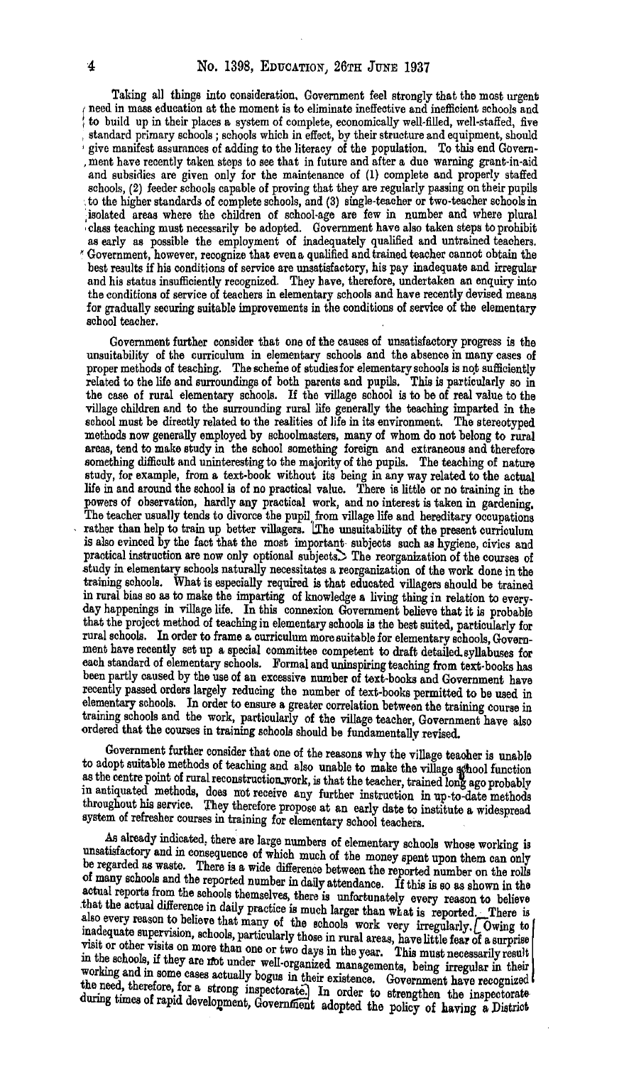Taking all things into consideration, Government feel strongly that the most urgent need in mass education at the moment is to eliminate ineffective and inefficient schools and to build up in their places a system of complete, economically well-filled, well-staffed, five standard primary schools; schools which in effect, by their structure and equipment, should give manifest assurances of adding to the literacy of the population. To this end Government have recently taken steps to see that in future and after a due warning grant-in-aid and subsidies are given only for the maintenance of (1) complete and properly staffed schools, (2) feeder schools capable of proving that they are regularly passing on their pupils to the higher standards of complete schools, and (3) single-teacher or two-teacher schools in isolated areas where the children of school-age are few in number and where plural class teaching must necessarily be adopted. Government have also taken steps to prohibit as early as possible the employment of inadequately qualified and untrained teachers. Government, however, recognize that even a qualified and trained teacher cannot obtain the best results if his conditions of service are unsatisfactory, his pay inadequate and irregular and his status insufficiently recognized. They have, therefore, undertaken an enquiry into the conditions of service of teachers in elementary schools and have recently devised means for gradually securing suitable improvements in the conditions of service of the elementary school teacher.

Government further consider that one of the causes of unsatisfactory progress is the unsuitability of the curriculum in elementary schools and the absence in many cases of proper methods of teaching. The scheme of studies for elementary schools is not sufficiently related to the life and surroundings of both parents and pupils. This is particularly so in the case of rural elementary schools. If the village school is to be of real value to the village children and to the surrounding rural life generally the teaching imparted in the school must be directly related to the realities of life in its environment. The stereotyped methods now generally employed by schoolmasters, many of whom do not belong to rural areas, tend to make study in the school something foreign and extraneous and therefore something difficult and uninteresting to the majority of the pupils. The teaching of nature study, for example, from a text-book without its being in any way related to the actual life in and around the school is of no practical value. There is little or no training in the powers of observation, hardly any practical work, and no interest is taken in gardening. The teacher usually tends to divorce the pupil from village life and hereditary occupations rather than help to train up better villagers. The unsuitability of the present curriculum is also evinced by the fact that the most important subjects such as hygiene, civics and practical instruction are now only optional subjects. The reorganization of the courses of study in elementary schools naturally necessitates a reorganization of the work done in the training schools. What is especially required is that educated villagers should be trained in rural bias so as to make the imparting of knowledge a living thing in relation to every-day happenings in village life. In this connexion Government believe that it is probable that the project method of teaching in elementary schools is the best suited, particularly for rural schools. In order to frame a curriculum more suitable for elementary schools, Government have recently set up a special committee competent to draft detailed syllabuses for each standard of elementary schools. Formal and uninspiring teaching from text-books has been partly caused by the use of an excessive number of text-books and Government have recently passed orders largely reducing the number of text-books permitted to be used in elementary schools. In order to ensure a greater correlation between the training course in training schools and the work, particularly of the village teacher, Government have also ordered that the courses in training schools should be fundamentally revised.

Government further consider that one of the reasons why the village teacher is unable to adopt suitable methods of teaching and also unable to make the village school function as the centre point of rural reconstruction work, is that the teacher, trained long ago probably in antiquated methods, does not receive any further instruction in up-to-date methods throughout his service. They therefore propose at an early date to institute a widespread system of refresher courses in training for elementary school teachers.

As already indicated, there are large numbers of elementary schools whose working is unsatisfactory and in consequence of which much of the money spent upon them can only be regarded as waste. There is a wide difference between the reported number on the rolls of many schools and the reported number in daily attendance. If this is so as shown in the actual reports from the schools themselves, there is unfortunately every reason to believe that the actual difference in daily practice is much larger than what is reported. There is also every reason to believe that many of the schools work very irregularly. Owing to inadequate supervision, schools, particularly those in rural areas, have little fear of a surprise visit or other visits on more than one or two days in the year. This must necessarily result in the schools, if they are not under well-organized managements, being irregular in their working and in some cases actually bogus in their existence. Government have recognized the need, therefore, for a strong inspectorate. In order to strengthen the inspectorate during times of rapid development, Government adopted the policy of having a District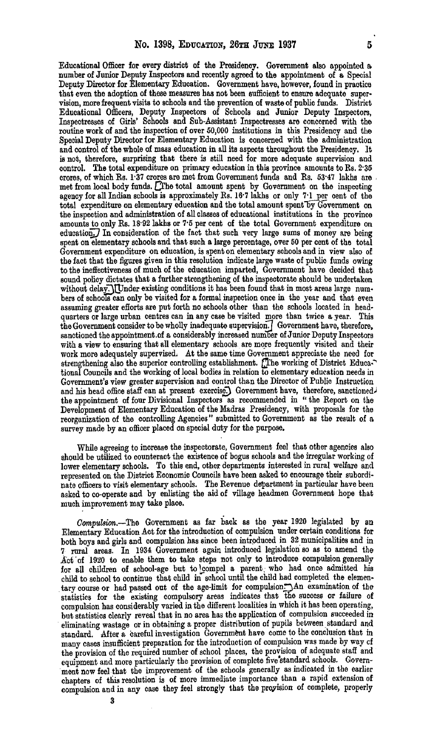Educational Officer for every district of the Presidency. Government also appointed a number of Junior Deputy Inspectors and recently agreed to the appointment of a Special Deputy Director for Elementary Education. Government have, however, found in practice that even the adoption of these measures has not been sufficient to ensure adequate supervision, more frequent visits to schools and the prevention of waste of public funds. District Educational Officers, Deputy Inspectors of Schools and Junior Deputy Inspectors, Inspectresses of Girls' Schools and Sub-Assistant Inspectresses are concerned with the routine work of and the inspection of over 50,000 institutions in this Presidency and the Special Deputy Director for Elementary Education is concerned with the administration and control of the whole of mass education in all its aspects throughout the Presidency. It is not, therefore, surprising that there is still need for more adequate supervision and control. The total expenditure on primary education in this province amounts to Rs. 2·35 crores, of which Rs. 1·37 crores are met from Government funds and Rs. 53·47 lakhs are met from local body funds. The total amount spent by Government on the inspecting agency for all Indian schools is approximately Rs. 16·7 lakhs or only 7·1 per cent of the total expenditure on elementary education and the total amount spent by Government on the inspection and administration of all classes of educational institutions in the province amounts to only Rs. 18·92 lakhs or 7·5 per cent of the total Government expenditure on education. In consideration of the fact that such very large sums of money are being spent on elementary schools and that such a large percentage, over 50 per cent of the total Government expenditure on education, is spent on elementary schools and in view also of the fact that the figures given in this resolution indicate large waste of public funds owing to the ineffectiveness of much of the education imparted, Government have decided that sound policy dictates that a further strengthening of the inspectorate should be undertaken without delay. Under existing conditions it has been found that in most areas large numbers of schools can only be visited for a formal inspection once in the year and that even assuming greater efforts are put forth no schools other than the schools located in headquarters or large urban centres can in any case be visited more than twice a year. This the Government consider to be wholly inadequate supervision. Government have, therefore, sanctioned the appointment of a considerably increased number of Junior Deputy Inspectors with a view to ensuring that all elementary schools are more frequently visited and their work more adequately supervised. At the same time Government appreciate the need for strengthening also the superior controlling establishment. The working of District Educational Councils and the working of local bodies in relation to elementary education needs in Government's view greater supervision and control than the Director of Public Instruction and his head office staff can at present exercise. Government have, therefore, sanctioned the appointment of four Divisional Inspectors as recommended in "the Report on the Development of Elementary Education of the Madras Presidency, with proposals for the reorganization of the controlling Agencies" submitted to Government as the result of a survey made by an officer placed on special duty for the purpose.

While agreeing to increase the inspectorate, Government feel that other agencies also should be utilized to counteract the existence of bogus schools and the irregular working of lower elementary schools. To this end, other departments interested in rural welfare and represented on the District Economic Councils have been asked to encourage their subordinate officers to visit elementary schools. The Revenue department in particular have been asked to co-operate and by enlisting the aid of village headmen Government hope that much improvement may take place.

*Compulsion.*—The Government as far back as the year 1920 legislated by an Elementary Education Act for the introduction of compulsion under certain conditions for both boys and girls and compulsion has since been introduced in 32 municipalities and in 7 rural areas. In 1934 Government again introduced legislation so as to amend the Act of 1920 to enable them to take steps not only to introduce compulsion generally for all children of school-age but to compel a parent who had once admitted his child to school to continue that child in school until the child had completed the elementary course or had passed out of the age-limit for compulsion. An examination of the statistics for the existing compulsory areas indicates that the success or failure of compulsion has considerably varied in the different localities in which it has been operating, but statistics clearly reveal that in no area has the application of compulsion succeeded in eliminating wastage or in obtaining a proper distribution of pupils between standard and standard. After a careful investigation Government have come to the conclusion that in many cases insufficient preparation for the introduction of compulsion was made by way of the provision of the required number of school places, the provision of adequate staff and equipment and more particularly the provision of complete five standard schools. Government now feel that the improvement of the schools generally as indicated in the earlier chapters of this resolution is of more immediate importance than a rapid extension of compulsion and in any case they feel strongly that the provision of complete, properly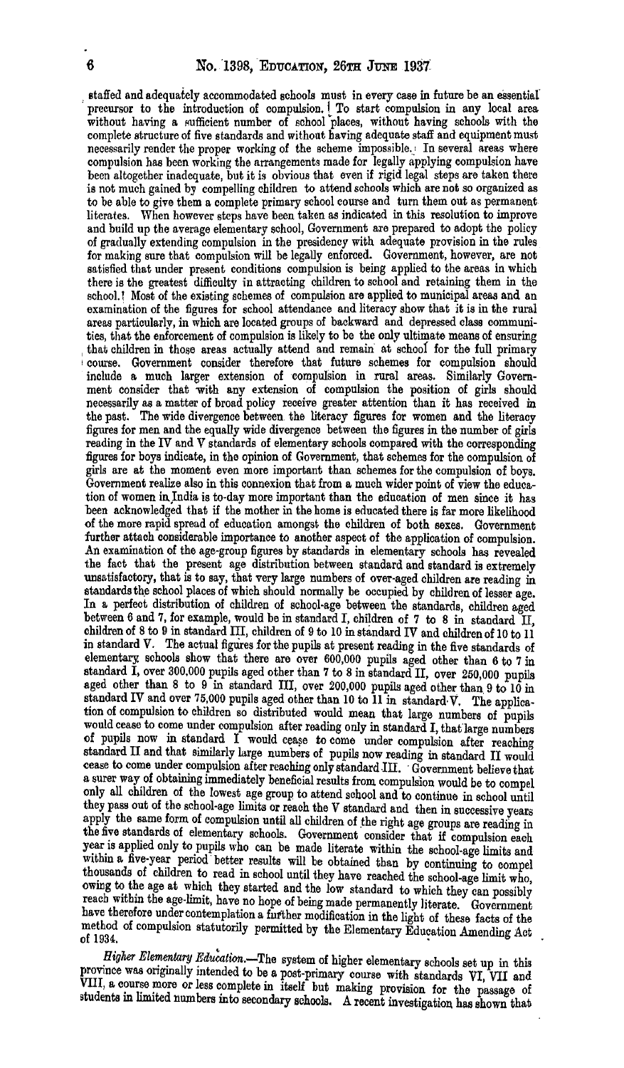staffed and adequately accommodated schools must in every case in future be an essential precursor to the introduction of compulsion. To start compulsion in any local area without having a sufficient number of school places, without having schools with the complete structure of five standards and without having adequate staff and equipment must necessarily render the proper working of the scheme impossible. In several areas where compulsion has been working the arrangements made for legally applying compulsion have been altogether inadequate, but it is obvious that even if rigid legal steps are taken there is not much gained by compelling children to attend schools which are not so organized as to be able to give them a complete primary school course and turn them out as permanent literates. When however steps have been taken as indicated in this resolution to improve and build up the average elementary school, Government are prepared to adopt the policy of gradually extending compulsion in the presidency with adequate provision in the rules for making sure that compulsion will be legally enforced. Government, however, are not satisfied that under present conditions compulsion is being applied to the areas in which there is the greatest difficulty in attracting children to school and retaining them in the school. Most of the existing schemes of compulsion are applied to municipal areas and an examination of the figures for school attendance and literacy show that it is in the rural areas particularly, in which are located groups of backward and depressed class communities, that the enforcement of compulsion is likely to be the only ultimate means of ensuring that children in those areas actually attend and remain at school for the full primary course. Government consider therefore that future schemes for compulsion should include a much larger extension of compulsion in rural areas. Similarly Government consider that with any extension of compulsion the position of girls should necessarily as a matter of broad policy receive greater attention than it has received in the past. The wide divergence between the literacy figures for women and the literacy figures for men and the equally wide divergence between the figures in the number of girls reading in the IV and V standards of elementary schools compared with the corresponding figures for boys indicate, in the opinion of Government, that schemes for the compulsion of girls are at the moment even more important than schemes for the compulsion of boys. Government realize also in this connexion that from a much wider point of view the education of women in India is to-day more important than the education of men since it has been acknowledged that if the mother in the home is educated there is far more likelihood of the more rapid spread of education amongst the children of both sexes. Government further attach considerable importance to another aspect of the application of compulsion. An examination of the age-group figures by standards in elementary schools has revealed the fact that the present age distribution between standard and standard is extremely unsatisfactory, that is to say, that very large numbers of over-aged children are reading in standards the school places of which should normally be occupied by children of lesser age. In a perfect distribution of children of school-age between the standards, children aged between 6 and 7, for example, would be in standard I, children of 7 to 8 in standard II, children of 8 to 9 in standard III, children of 9 to 10 in standard IV and children of 10 to 11 in standard V. The actual figures for the pupils at present reading in the five standards of elementary schools show that there are over 600,000 pupils aged other than 6 to 7 in standard I, over 300,000 pupils aged other than 7 to 8 in standard II, over 250,000 pupils aged other than 8 to 9 in standard III, over 200,000 pupils aged other than 9 to 10 in standard IV and over 75,000 pupils aged other than 10 to 11 in standard V. The application of compulsion to children so distributed would mean that large numbers of pupils would cease to come under compulsion after reading only in standard I, that large numbers of pupils now in standard I would cease to come under compulsion after reaching standard II and that similarly large numbers of pupils now reading in standard II would cease to come under compulsion after reaching only standard III. Government believe that a surer way of obtaining immediately beneficial results from compulsion would be to compel only all children of the lowest age group to attend school and to continue in school until they pass out of the school-age limits or reach the V standard and then in successive years apply the same form of compulsion until all children of the right age groups are reading in the five standards of elementary schools. Government consider that if compulsion each year is applied only to pupils who can be made literate within the school-age limits and within a five-year period better results will be obtained than by continuing to compel thousands of children to read in school until they have reached the school-age limit who, owing to the age at which they started and the low standard to which they can possibly reach within the age-limit, have no hope of being made permanently literate. Government have therefore under contemplation a further modification in the light of these facts of the method of compulsion statutorily permitted by the Elementary Education Amending Act of 1934.

*Higher Elementary Education.*—The system of higher elementary schools set up in this province was originally intended to be a post-primary course with standards VI, VII and VIII, a course more or less complete in itself but making provision for the passage of students in limited numbers into secondary schools. A recent investigation has shown that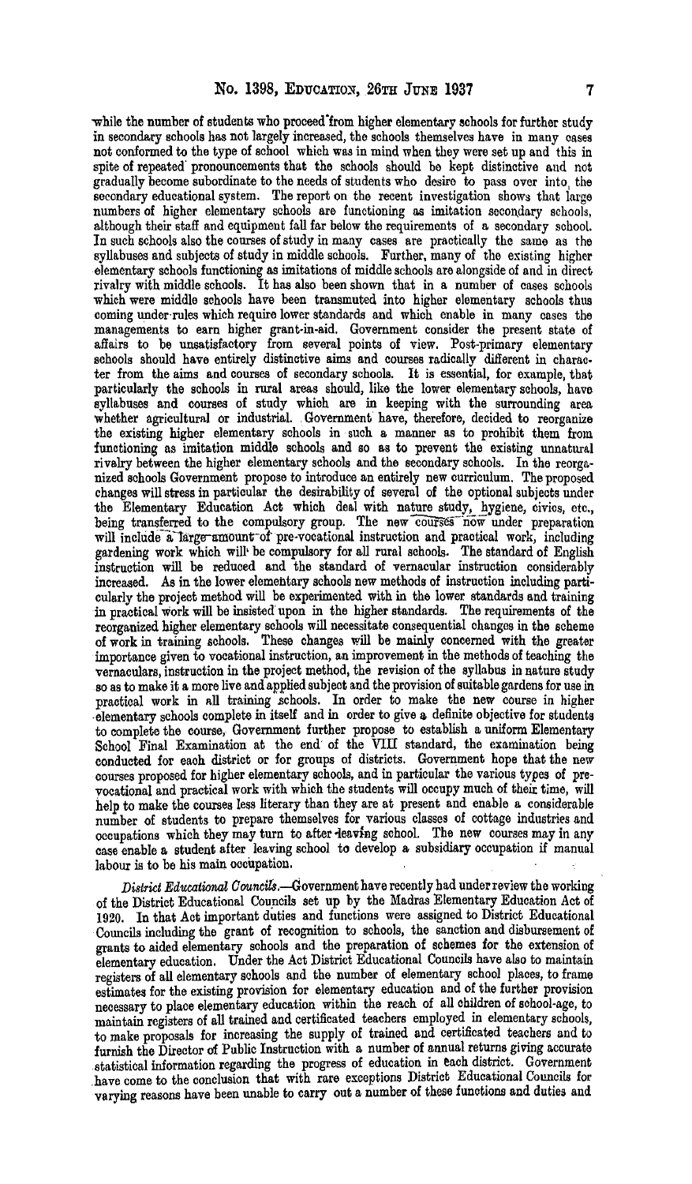while the number of students who proceed from higher elementary schools for further study in secondary schools has not largely increased, the schools themselves have in many cases not conformed to the type of school which was in mind when they were set up and this in spite of repeated pronouncements that the schools should be kept distinctive and not gradually become subordinate to the needs of students who desire to pass over into the secondary educational system. The report on the recent investigation shows that large numbers of higher elementary schools are functioning as imitation secondary schools, although their staff and equipment fall far below the requirements of a secondary school. In such schools also the courses of study in many cases are practically the same as the syllabuses and subjects of study in middle schools. Further, many of the existing higher elementary schools functioning as imitations of middle schools are alongside of and in direct rivalry with middle schools. It has also been shown that in a number of cases schools which were middle schools have been transmuted into higher elementary schools thus coming under rules which require lower standards and which enable in many cases the managements to earn higher grant-in-aid. Government consider the present state of affairs to be unsatisfactory from several points of view. Post-primary elementary schools should have entirely distinctive aims and courses radically different in character from the aims and courses of secondary schools. It is essential, for example, that particularly the schools in rural areas should, like the lower elementary schools, have syllabuses and courses of study which are in keeping with the surrounding area whether agricultural or industrial. Government have, therefore, decided to reorganize the existing higher elementary schools in such a manner as to prohibit them from functioning as imitation middle schools and so as to prevent the existing unnatural rivalry between the higher elementary schools and the secondary schools. In the reorganized schools Government propose to introduce an entirely new curriculum. The proposed changes will stress in particular the desirability of several of the optional subjects under the Elementary Education Act which deal with nature study, hygiene, civics, etc., being transferred to the compulsory group. The new courses now under preparation will include a large amount of pre-vocational instruction and practical work, including gardening work which will be compulsory for all rural schools. The standard of English instruction will be reduced and the standard of vernacular instruction considerably increased. As in the lower elementary schools new methods of instruction including particularly the project method will be experimented with in the lower standards and training in practical work will be insisted upon in the higher standards. The requirements of the reorganized higher elementary schools will necessitate consequential changes in the scheme of work in training schools. These changes will be mainly concerned with the greater importance given to vocational instruction, an improvement in the methods of teaching the vernaculars, instruction in the project method, the revision of the syllabus in nature study so as to make it a more live and applied subject and the provision of suitable gardens for use in practical work in all training schools. In order to make the new course in higher elementary schools complete in itself and in order to give a definite objective for students to complete the course, Government further propose to establish a uniform Elementary School Final Examination at the end of the VIII standard, the examination being conducted for each district or for groups of districts. Government hope that the new courses proposed for higher elementary schools, and in particular the various types of pre-vocational and practical work with which the students will occupy much of their time, will help to make the courses less literary than they are at present and enable a considerable number of students to prepare themselves for various classes of cottage industries and occupations which they may turn to after leaving school. The new courses may in any case enable a student after leaving school to develop a subsidiary occupation if manual labour is to be his main occupation.

*District Educational Councils.*—Government have recently had under review the working of the District Educational Councils set up by the Madras Elementary Education Act of 1920. In that Act important duties and functions were assigned to District Educational Councils including the grant of recognition to schools, the sanction and disbursement of grants to aided elementary schools and the preparation of schemes for the extension of elementary education. Under the Act District Educational Councils have also to maintain registers of all elementary schools and the number of elementary school places, to frame estimates for the existing provision for elementary education and of the further provision necessary to place elementary education within the reach of all children of school-age, to maintain registers of all trained and certificated teachers employed in elementary schools, to make proposals for increasing the supply of trained and certificated teachers and to furnish the Director of Public Instruction with a number of annual returns giving accurate statistical information regarding the progress of education in each district. Government have come to the conclusion that with rare exceptions District Educational Councils for varying reasons have been unable to carry out a number of these functions and duties and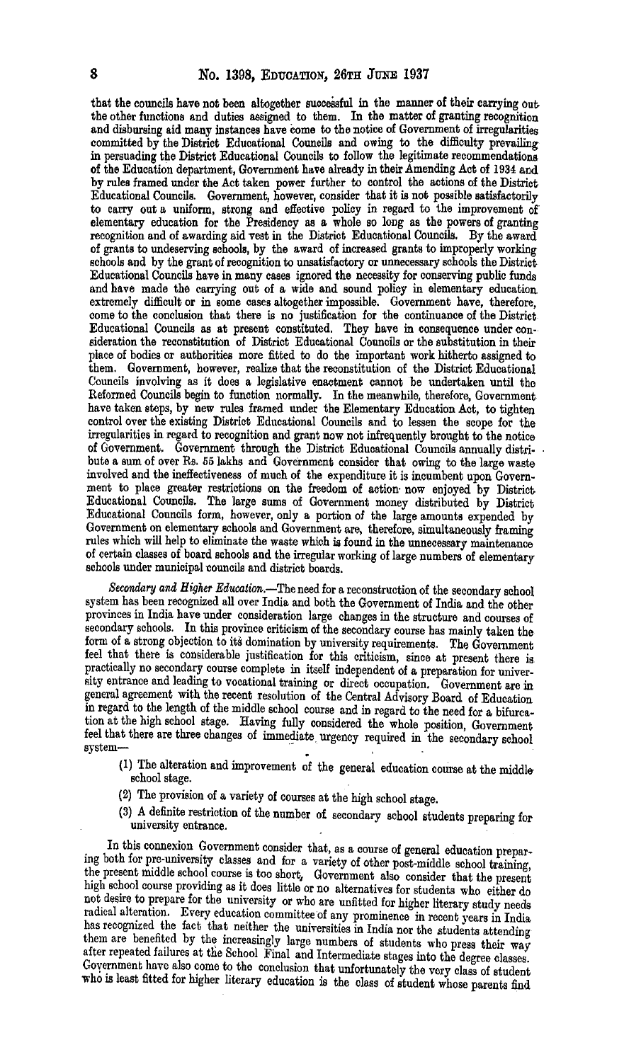that the councils have not been altogether successful in the manner of their carrying out the other functions and duties assigned to them. In the matter of granting recognition and disbursing aid many instances have come to the notice of Government of irregularities committed by the District Educational Councils and owing to the difficulty prevailing in persuading the District Educational Councils to follow the legitimate recommendations of the Education department, Government have already in their Amending Act of 1934 and by rules framed under the Act taken power further to control the actions of the District Educational Councils. Government, however, consider that it is not possible satisfactorily to carry out a uniform, strong and effective policy in regard to the improvement of elementary education for the Presidency as a whole so long as the powers of granting recognition and of awarding aid vest in the District Educational Councils. By the award of grants to undeserving schools, by the award of increased grants to improperly working schools and by the grant of recognition to unsatisfactory or unnecessary schools the District Educational Councils have in many cases ignored the necessity for conserving public funds and have made the carrying out of a wide and sound policy in elementary education extremely difficult or in some cases altogether impossible. Government have, therefore, come to the conclusion that there is no justification for the continuance of the District Educational Councils as at present constituted. They have in consequence under consideration the reconstitution of District Educational Councils or the substitution in their place of bodies or authorities more fitted to do the important work hitherto assigned to them. Government, however, realize that the reconstitution of the District Educational Councils involving as it does a legislative enactment cannot be undertaken until the Reformed Councils begin to function normally. In the meanwhile, therefore, Government have taken steps, by new rules framed under the Elementary Education Act, to tighten control over the existing District Educational Councils and to lessen the scope for the irregularities in regard to recognition and grant now not infrequently brought to the notice of Government. Government through the District Educational Councils annually distribute a sum of over Rs. 55 lakhs and Government consider that owing to the large waste involved and the ineffectiveness of much of the expenditure it is incumbent upon Government to place greater restrictions on the freedom of action now enjoyed by District Educational Councils. The large sums of Government money distributed by District Educational Councils form, however, only a portion of the large amounts expended by Government on elementary schools and Government are, therefore, simultaneously framing rules which will help to eliminate the waste which is found in the unnecessary maintenance of certain classes of board schools and the irregular working of large numbers of elementary schools under municipal councils and district boards.

*Secondary and Higher Education.*—The need for a reconstruction of the secondary school system has been recognized all over India and both the Government of India and the other provinces in India have under consideration large changes in the structure and courses of secondary schools. In this province criticism of the secondary course has mainly taken the form of a strong objection to its domination by university requirements. The Government feel that there is considerable justification for this criticism, since at present there is practically no secondary course complete in itself independent of a preparation for university entrance and leading to vocational training or direct occupation. Government are in general agreement with the recent resolution of the Central Advisory Board of Education in regard to the length of the middle school course and in regard to the need for a bifurcation at the high school stage. Having fully considered the whole position, Government feel that there are three changes of immediate urgency required in the secondary school system—

(1) The alteration and improvement of the general education course at the middle school stage.

(2) The provision of a variety of courses at the high school stage.

(3) A definite restriction of the number of secondary school students preparing for university entrance.

In this connexion Government consider that, as a course of general education preparing both for pre-university classes and for a variety of other post-middle school training, the present middle school course is too short. Government also consider that the present high school course providing as it does little or no alternatives for students who either do not desire to prepare for the university or who are unfitted for higher literary study needs radical alteration. Every education committee of any prominence in recent years in India has recognized the fact that neither the universities in India nor the students attending them are benefited by the increasingly large numbers of students who press their way after repeated failures at the School Final and Intermediate stages into the degree classes. Government have also come to the conclusion that unfortunately the very class of student who is least fitted for higher literary education is the class of student whose parents find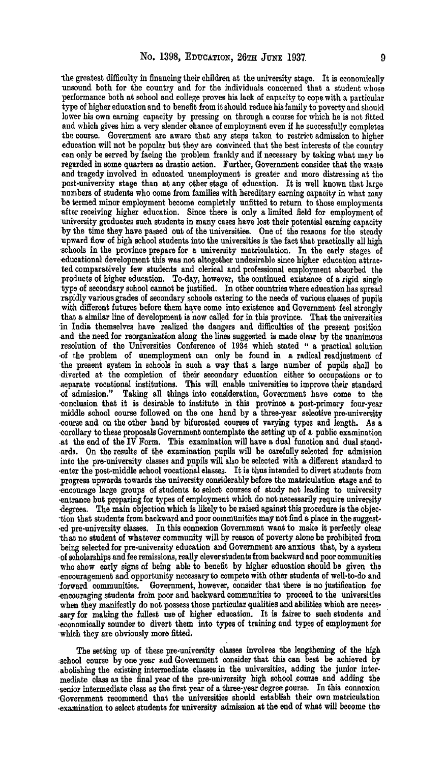the greatest difficulty in financing their children at the university stage. It is economically unsound both for the country and for the individuals concerned that a student whose performance both at school and college proves his lack of capacity to cope with a particular type of higher education and to benefit from it should reduce his family to poverty and should lower his own earning capacity by pressing on through a course for which he is not fitted and which gives him a very slender chance of employment even if he successfully completes the course. Government are aware that any steps taken to restrict admission to higher education will not be popular but they are convinced that the best interests of the country can only be served by facing the problem frankly and if necessary by taking what may be regarded in some quarters as drastic action. Further, Government consider that the waste and tragedy involved in educated unemployment is greater and more distressing at the post-university stage than at any other stage of education. It is well known that large numbers of students who come from families with hereditary earning capacity in what may be termed minor employment become completely unfitted to return to those employments after receiving higher education. Since there is only a limited field for employment of university graduates such students in many cases have lost their potential earning capacity by the time they have passed out of the universities. One of the reasons for the steady upward flow of high school students into the universities is the fact that practically all high schools in the province prepare for a university matriculation. In the early stages of educational development this was not altogether undesirable since higher education attracted comparatively few students and clerical and professional employment absorbed the products of higher education. To-day, however, the continued existence of a rigid single type of secondary school cannot be justified. In other countries where education has spread rapidly various grades of secondary schools catering to the needs of various classes of pupils with different futures before them have come into existence and Government feel strongly that a similar line of development is now called for in this province. That the universities in India themselves have realized the dangers and difficulties of the present position and the need for reorganization along the lines suggested is made clear by the unanimous resolution of the Universities Conference of 1934 which stated " a practical solution of the problem of unemployment can only be found in a radical readjustment of the present system in schools in such a way that a large number of pupils shall be diverted at the completion of their secondary education either to occupations or to separate vocational institutions. This will enable universities to improve their standard of admission." Taking all things into consideration, Government have come to the conclusion that it is desirable to institute in this province a post-primary four-year middle school course followed on the one hand by a three-year selective pre-university course and on the other hand by bifurcated courses of varying types and length. As a corollary to these proposals Government contemplate the setting up of a public examination at the end of the IV Form. This examination will have a dual function and dual standards. On the results of the examination pupils will be carefully selected for admission into the pre-university classes and pupils will also be selected with a different standard to enter the post-middle school vocational classes. It is thus intended to divert students from progress upwards towards the university considerably before the matriculation stage and to encourage large groups of students to select courses of study not leading to university entrance but preparing for types of employment which do not necessarily require university degrees. The main objection which is likely to be raised against this procedure is the objection that students from backward and poor communities may not find a place in the suggested pre-university classes. In this connexion Government want to make it perfectly clear that no student of whatever community will by reason of poverty alone be prohibited from being selected for pre-university education and Government are anxious that, by a system of scholarships and fee remissions, really clever students from backward and poor communities who show early signs of being able to benefit by higher education should be given the encouragement and opportunity necessary to compete with other students of well-to-do and forward communities. Government, however, consider that there is no justification for encouraging students from poor and backward communities to proceed to the universities when they manifestly do not possess those particular qualities and abilities which are necessary for making the fullest use of higher education. It is fairer to such students and economically sounder to divert them into types of training and types of employment for which they are obviously more fitted.

The setting up of these pre-university classes involves the lengthening of the high school course by one year and Government consider that this can best be achieved by abolishing the existing intermediate classes in the universities, adding the junior intermediate class as the final year of the pre-university high school course and adding the senior intermediate class as the first year of a three-year degree course. In this connexion Government recommend that the universities should establish their own matriculation examination to select students for university admission at the end of what will become the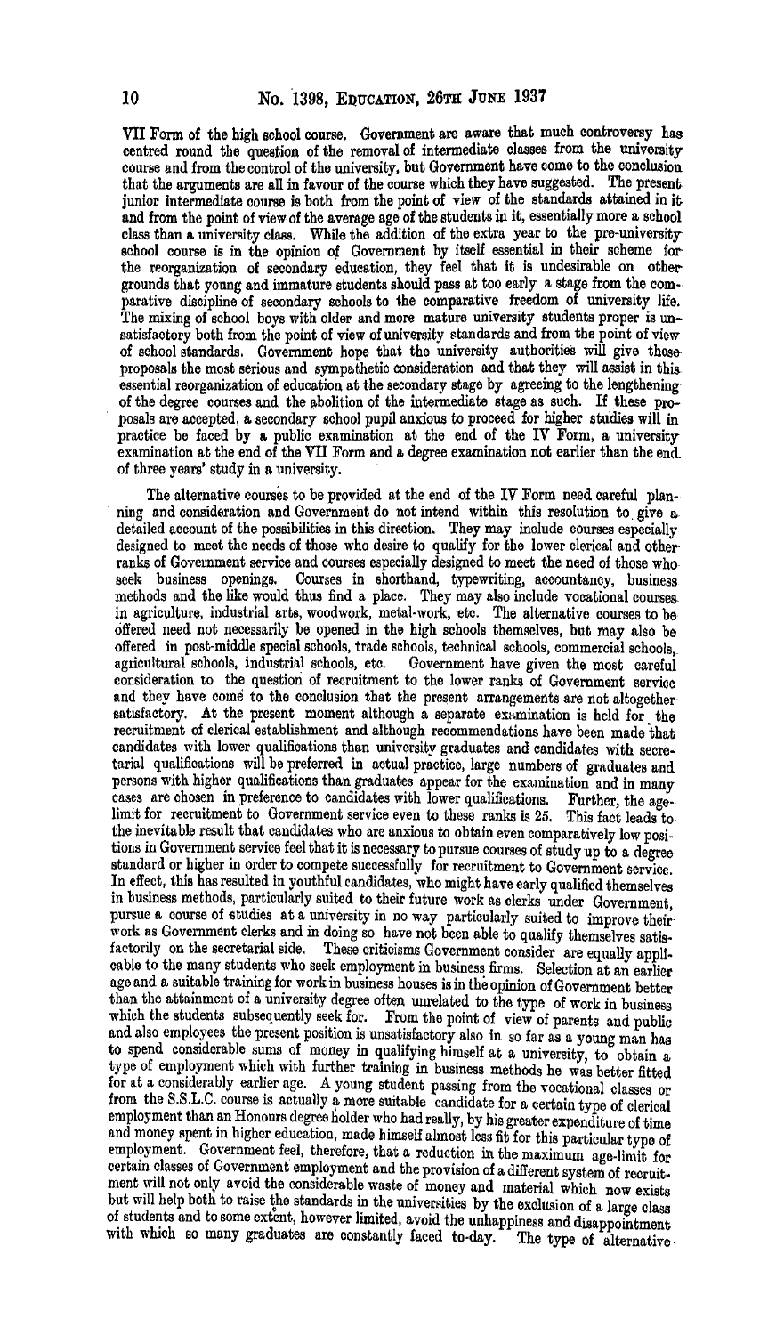VII Form of the high school course. Government are aware that much controversy has centred round the question of the removal of intermediate classes from the university course and from the control of the university, but Government have come to the conclusion that the arguments are all in favour of the course which they have suggested. The present junior intermediate course is both from the point of view of the standards attained in it and from the point of view of the average age of the students in it, essentially more a school class than a university class. While the addition of the extra year to the pre-university school course is in the opinion of Government by itself essential in their scheme for the reorganization of secondary education, they feel that it is undesirable on other grounds that young and immature students should pass at too early a stage from the comparative discipline of secondary schools to the comparative freedom of university life. The mixing of school boys with older and more mature university students proper is unsatisfactory both from the point of view of university standards and from the point of view of school standards. Government hope that the university authorities will give these proposals the most serious and sympathetic consideration and that they will assist in this essential reorganization of education at the secondary stage by agreeing to the lengthening of the degree courses and the abolition of the intermediate stage as such. If these proposals are accepted, a secondary school pupil anxious to proceed for higher studies will in practice be faced by a public examination at the end of the IV Form, a university examination at the end of the VII Form and a degree examination not earlier than the end of three years' study in a university.

The alternative courses to be provided at the end of the IV Form need careful planning and consideration and Government do not intend within this resolution to give a detailed account of the possibilities in this direction. They may include courses especially designed to meet the needs of those who desire to qualify for the lower clerical and other ranks of Government service and courses especially designed to meet the need of those who seek business openings. Courses in shorthand, typewriting, accountancy, business methods and the like would thus find a place. They may also include vocational courses in agriculture, industrial arts, woodwork, metal-work, etc. The alternative courses to be offered need not necessarily be opened in the high schools themselves, but may also be offered in post-middle special schools, trade schools, technical schools, commercial schools, agricultural schools, industrial schools, etc. Government have given the most careful consideration to the question of recruitment to the lower ranks of Government service and they have come to the conclusion that the present arrangements are not altogether satisfactory. At the present moment although a separate examination is held for the recruitment of clerical establishment and although recommendations have been made that candidates with lower qualifications than university graduates and candidates with secretarial qualifications will be preferred in actual practice, large numbers of graduates and persons with higher qualifications than graduates appear for the examination and in many cases are chosen in preference to candidates with lower qualifications. Further, the age-limit for recruitment to Government service even to these ranks is 25. This fact leads to the inevitable result that candidates who are anxious to obtain even comparatively low positions in Government service feel that it is necessary to pursue courses of study up to a degree standard or higher in order to compete successfully for recruitment to Government service. In effect, this has resulted in youthful candidates, who might have early qualified themselves in business methods, particularly suited to their future work as clerks under Government, pursue a course of studies at a university in no way particularly suited to improve their work as Government clerks and in doing so have not been able to qualify themselves satisfactorily on the secretarial side. These criticisms Government consider are equally applicable to the many students who seek employment in business firms. Selection at an earlier age and a suitable training for work in business houses is in the opinion of Government better than the attainment of a university degree often unrelated to the type of work in business which the students subsequently seek for. From the point of view of parents and public and also employees the present position is unsatisfactory also in so far as a young man has to spend considerable sums of money in qualifying himself at a university, to obtain a type of employment which with further training in business methods he was better fitted for at a considerably earlier age. A young student passing from the vocational classes or from the S.S.L.C. course is actually a more suitable candidate for a certain type of clerical employment than an Honours degree holder who had really, by his greater expenditure of time and money spent in higher education, made himself almost less fit for this particular type of employment. Government feel, therefore, that a reduction in the maximum age-limit for certain classes of Government employment and the provision of a different system of recruitment will not only avoid the considerable waste of money and material which now exists but will help both to raise the standards in the universities by the exclusion of a large class of students and to some extent, however limited, avoid the unhappiness and disappointment with which so many graduates are constantly faced to-day. The type of alternative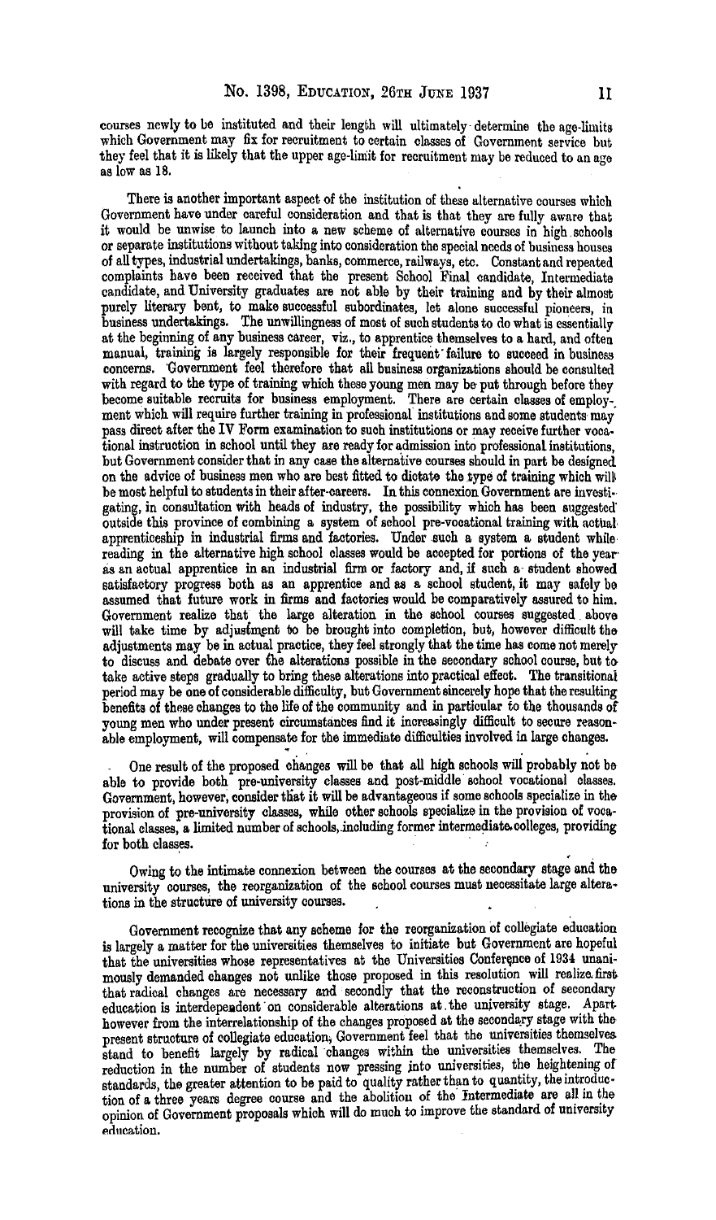courses newly to be instituted and their length will ultimately determine the age-limits which Government may fix for recruitment to certain classes of Government service but they feel that it is likely that the upper age-limit for recruitment may be reduced to an age as low as 18.

There is another important aspect of the institution of these alternative courses which Government have under careful consideration and that is that they are fully aware that it would be unwise to launch into a new scheme of alternative courses in high schools or separate institutions without taking into consideration the special needs of business houses of all types, industrial undertakings, banks, commerce, railways, etc. Constant and repeated complaints have been received that the present School Final candidate, Intermediate candidate, and University graduates are not able by their training and by their almost purely literary bent, to make successful subordinates, let alone successful pioneers, in business undertakings. The unwillingness of most of such students to do what is essentially at the beginning of any business career, viz., to apprentice themselves to a hard, and often manual, training is largely responsible for their frequent failure to succeed in business concerns. Government feel therefore that all business organizations should be consulted with regard to the type of training which these young men may be put through before they become suitable recruits for business employment. There are certain classes of employment which will require further training in professional institutions and some students may pass direct after the IV Form examination to such institutions or may receive further vocational instruction in school until they are ready for admission into professional institutions, but Government consider that in any case the alternative courses should in part be designed on the advice of business men who are best fitted to dictate the type of training which will be most helpful to students in their after-careers. In this connexion Government are investigating, in consultation with heads of industry, the possibility which has been suggested outside this province of combining a system of school pre-vocational training with actual apprenticeship in industrial firms and factories. Under such a system a student while reading in the alternative high school classes would be accepted for portions of the year as an actual apprentice in an industrial firm or factory and, if such a student showed satisfactory progress both as an apprentice and as a school student, it may safely be assumed that future work in firms and factories would be comparatively assured to him. Government realize that the large alteration in the school courses suggested above will take time by adjustment to be brought into completion, but, however difficult the adjustments may be in actual practice, they feel strongly that the time has come not merely to discuss and debate over the alterations possible in the secondary school course, but to take active steps gradually to bring these alterations into practical effect. The transitional period may be one of considerable difficulty, but Government sincerely hope that the resulting benefits of these changes to the life of the community and in particular to the thousands of young men who under present circumstances find it increasingly difficult to secure reasonable employment, will compensate for the immediate difficulties involved in large changes.

One result of the proposed changes will be that all high schools will probably not be able to provide both pre-university classes and post-middle school vocational classes. Government, however, consider that it will be advantageous if some schools specialize in the provision of pre-university classes, while other schools specialize in the provision of vocational classes, a limited number of schools, including former intermediate colleges, providing for both classes.

Owing to the intimate connexion between the courses at the secondary stage and the university courses, the reorganization of the school courses must necessitate large alterations in the structure of university courses.

Government recognize that any scheme for the reorganization of collegiate education is largely a matter for the universities themselves to initiate but Government are hopeful that the universities whose representatives at the Universities Conference of 1934 unanimously demanded changes not unlike those proposed in this resolution will realize first that radical changes are necessary and secondly that the reconstruction of secondary education is interdependent on considerable alterations at the university stage. Apart however from the interrelationship of the changes proposed at the secondary stage with the present structure of collegiate education, Government feel that the universities themselves stand to benefit largely by radical changes within the universities themselves. The reduction in the number of students now pressing into universities, the heightening of standards, the greater attention to be paid to quality rather than to quantity, the introduction of a three years degree course and the abolition of the Intermediate are all in the opinion of Government proposals which will do much to improve the standard of university education.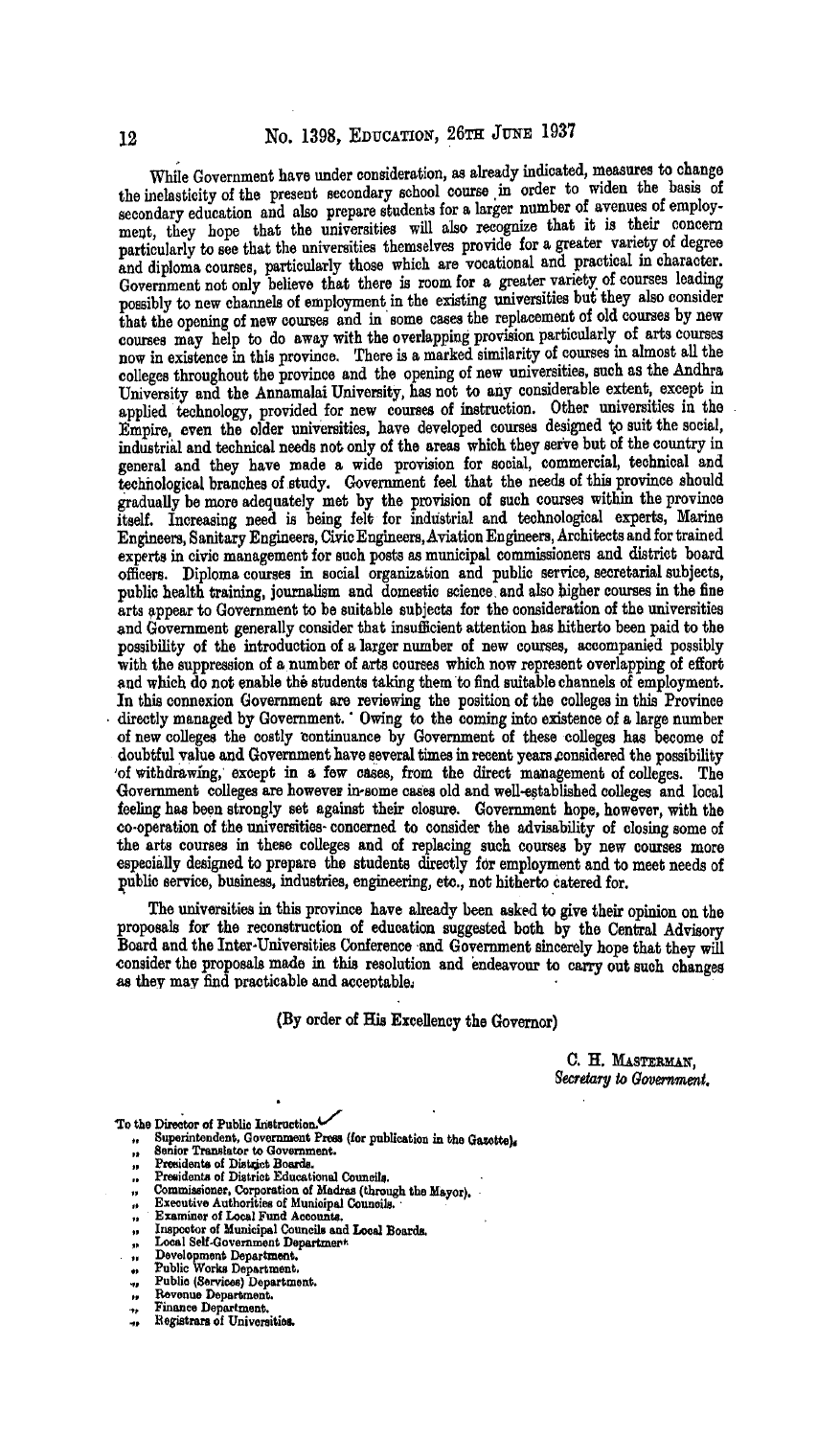While Government have under consideration, as already indicated, measures to change the inelasticity of the present secondary school course in order to widen the basis of secondary education and also prepare students for a larger number of avenues of employment, they hope that the universities will also recognize that it is their concern particularly to see that the universities themselves provide for a greater variety of degree and diploma courses, particularly those which are vocational and practical in character. Government not only believe that there is room for a greater variety of courses leading possibly to new channels of employment in the existing universities but they also consider that the opening of new courses and in some cases the replacement of old courses by new courses may help to do away with the overlapping provision particularly of arts courses now in existence in this province. There is a marked similarity of courses in almost all the colleges throughout the province and the opening of new universities, such as the Andhra University and the Annamalai University, has not to any considerable extent, except in applied technology, provided for new courses of instruction. Other universities in the Empire, even the older universities, have developed courses designed to suit the social, industrial and technical needs not only of the areas which they serve but of the country in general and they have made a wide provision for social, commercial, technical and technological branches of study. Government feel that the needs of this province should gradually be more adequately met by the provision of such courses within the province itself. Increasing need is being felt for industrial and technological experts, Marine Engineers, Sanitary Engineers, Civic Engineers, Aviation Engineers, Architects and for trained experts in civic management for such posts as municipal commissioners and district board officers. Diploma courses in social organization and public service, secretarial subjects, public health training, journalism and domestic science and also higher courses in the fine arts appear to Government to be suitable subjects for the consideration of the universities and Government generally consider that insufficient attention has hitherto been paid to the possibility of the introduction of a larger number of new courses, accompanied possibly with the suppression of a number of arts courses which now represent overlapping of effort and which do not enable the students taking them to find suitable channels of employment. In this connexion Government are reviewing the position of the colleges in this Province directly managed by Government. Owing to the coming into existence of a large number of new colleges the costly continuance by Government of these colleges has become of doubtful value and Government have several times in recent years considered the possibility of withdrawing, except in a few cases, from the direct management of colleges. The Government colleges are however in some cases old and well-established colleges and local feeling has been strongly set against their closure. Government hope, however, with the co-operation of the universities concerned to consider the advisability of closing some of the arts courses in these colleges and of replacing such courses by new courses more especially designed to prepare the students directly for employment and to meet needs of public service, business, industries, engineering, etc., not hitherto catered for.

The universities in this province have already been asked to give their opinion on the proposals for the reconstruction of education suggested both by the Central Advisory Board and the Inter-Universities Conference and Government sincerely hope that they will consider the proposals made in this resolution and endeavour to carry out such changes as they may find practicable and acceptable.

(By order of His Excellency the Governor)

C. H. MASTERMAN,
*Secretary to Government.*

To the Director of Public Instruction.
- " Superintendent, Government Press (for publication in the Gazette).
- " Senior Translator to Government.
- " Presidents of District Boards.
- " Presidents of District Educational Councils.
- " Commissioner, Corporation of Madras (through the Mayor).
- " Executive Authorities of Municipal Councils.
- " Examiner of Local Fund Accounts.
- " Inspector of Municipal Councils and Local Boards.
- " Local Self-Government Department.
- " Development Department.
- " Public Works Department.
- " Public (Services) Department.
- " Revenue Department.
- " Finance Department.
- " Registrars of Universities.